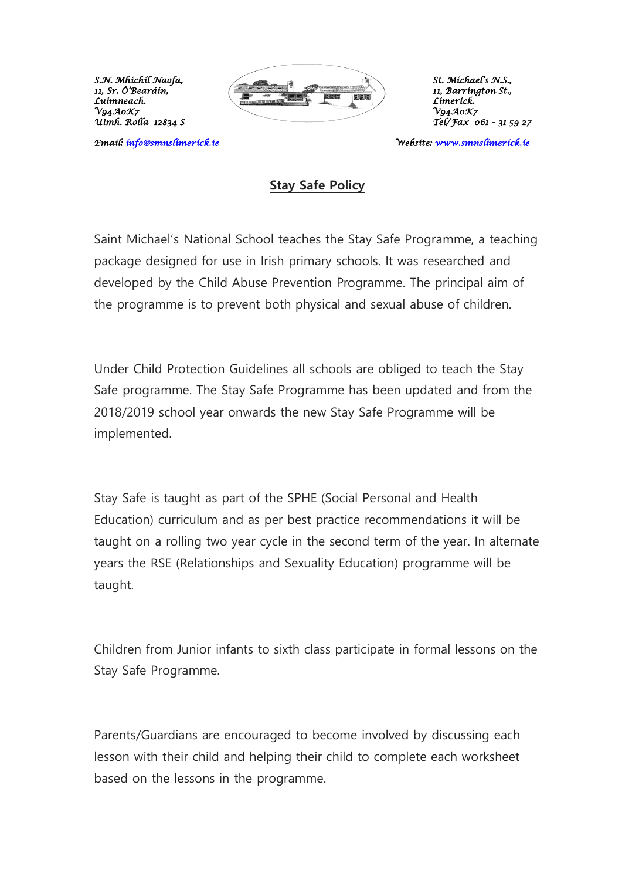S.N. Mhíchíl Naofa,
11, Sr. Ó'Bearáin,
Luimneach.
V94A0K7
Uimh. Rolla 12834 S

St. Michael's N.S.,
11, Barrington St.,
Limerick.
V94A0K7
Tel/Fax 061 – 31 59 27

Email: info@smnslimerick.ie

Website: www.smnslimerick.ie

# Stay Safe Policy

Saint Michael's National School teaches the Stay Safe Programme, a teaching package designed for use in Irish primary schools. It was researched and developed by the Child Abuse Prevention Programme. The principal aim of the programme is to prevent both physical and sexual abuse of children.

Under Child Protection Guidelines all schools are obliged to teach the Stay Safe programme. The Stay Safe Programme has been updated and from the 2018/2019 school year onwards the new Stay Safe Programme will be implemented.

Stay Safe is taught as part of the SPHE (Social Personal and Health Education) curriculum and as per best practice recommendations it will be taught on a rolling two year cycle in the second term of the year. In alternate years the RSE (Relationships and Sexuality Education) programme will be taught.

Children from Junior infants to sixth class participate in formal lessons on the Stay Safe Programme.

Parents/Guardians are encouraged to become involved by discussing each lesson with their child and helping their child to complete each worksheet based on the lessons in the programme.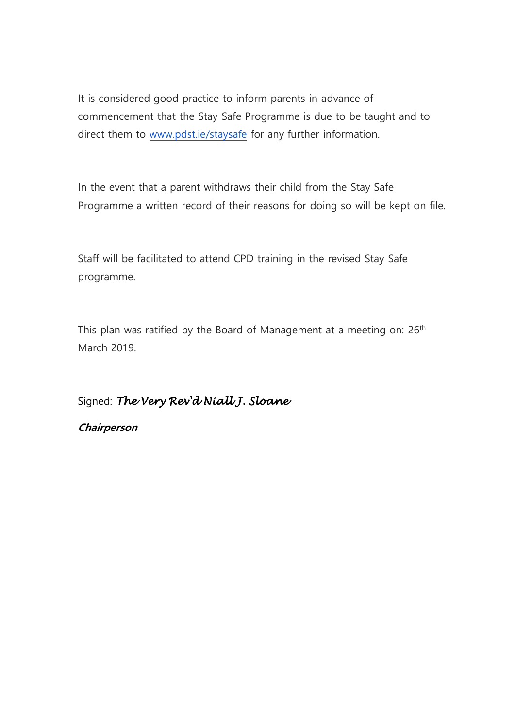It is considered good practice to inform parents in advance of commencement that the Stay Safe Programme is due to be taught and to direct them to www.pdst.ie/staysafe for any further information.

In the event that a parent withdraws their child from the Stay Safe Programme a written record of their reasons for doing so will be kept on file.

Staff will be facilitated to attend CPD training in the revised Stay Safe programme.

This plan was ratified by the Board of Management at a meeting on: 26th March 2019.

Signed: ***The Very Rev'd Niall J. Sloane***

***Chairperson***